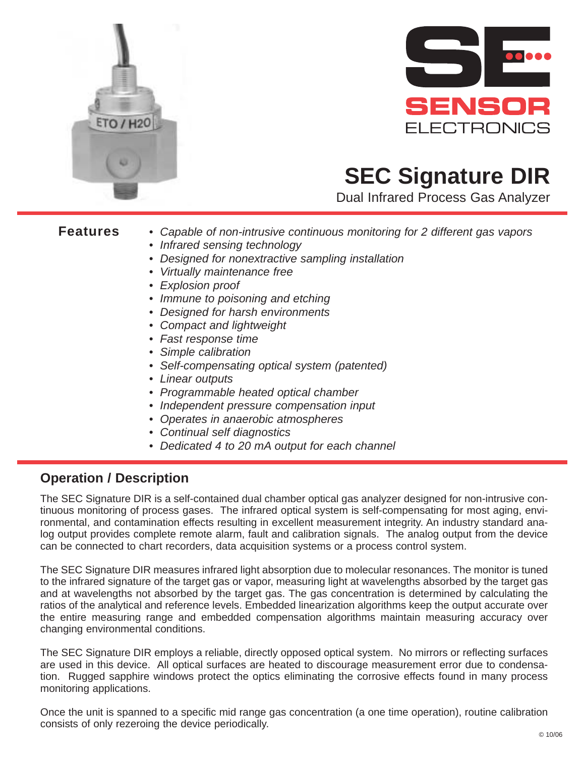# SEC Signature DIR

Dual Infrared Process Gas Analyzer

## Features

- *Capable of non-intrusive continuous monitoring for 2 different gas vapors*
- *Infrared sensing technology*
- *Designed for nonextractive sampling installation*
- *Virtually maintenance free*
- *Explosion proof*
- *Immune to poisoning and etching*
- *Designed for harsh environments*
- *Compact and lightweight*
- *Fast response time*
- *Simple calibration*
- *Self-compensating optical system (patented)*
- *Linear outputs*
- *Programmable heated optical chamber*
- *Independent pressure compensation input*
- *Operates in anaerobic atmospheres*
- *Continual self diagnostics*
- *Dedicated 4 to 20 mA output for each channel*

## Operation / Description

The SEC Signature DIR is a self-contained dual chamber optical gas analyzer designed for non-intrusive continuous monitoring of process gases. The infrared optical system is self-compensating for most aging, environmental, and contamination effects resulting in excellent measurement integrity. An industry standard analog output provides complete remote alarm, fault and calibration signals. The analog output from the device can be connected to chart recorders, data acquisition systems or a process control system.

The SEC Signature DIR measures infrared light absorption due to molecular resonances. The monitor is tuned to the infrared signature of the target gas or vapor, measuring light at wavelengths absorbed by the target gas and at wavelengths not absorbed by the target gas. The gas concentration is determined by calculating the ratios of the analytical and reference levels. Embedded linearization algorithms keep the output accurate over the entire measuring range and embedded compensation algorithms maintain measuring accuracy over changing environmental conditions.

The SEC Signature DIR employs a reliable, directly opposed optical system. No mirrors or reflecting surfaces are used in this device. All optical surfaces are heated to discourage measurement error due to condensation. Rugged sapphire windows protect the optics eliminating the corrosive effects found in many process monitoring applications.

Once the unit is spanned to a specific mid range gas concentration (a one time operation), routine calibration consists of only rezeroing the device periodically.

© 10/06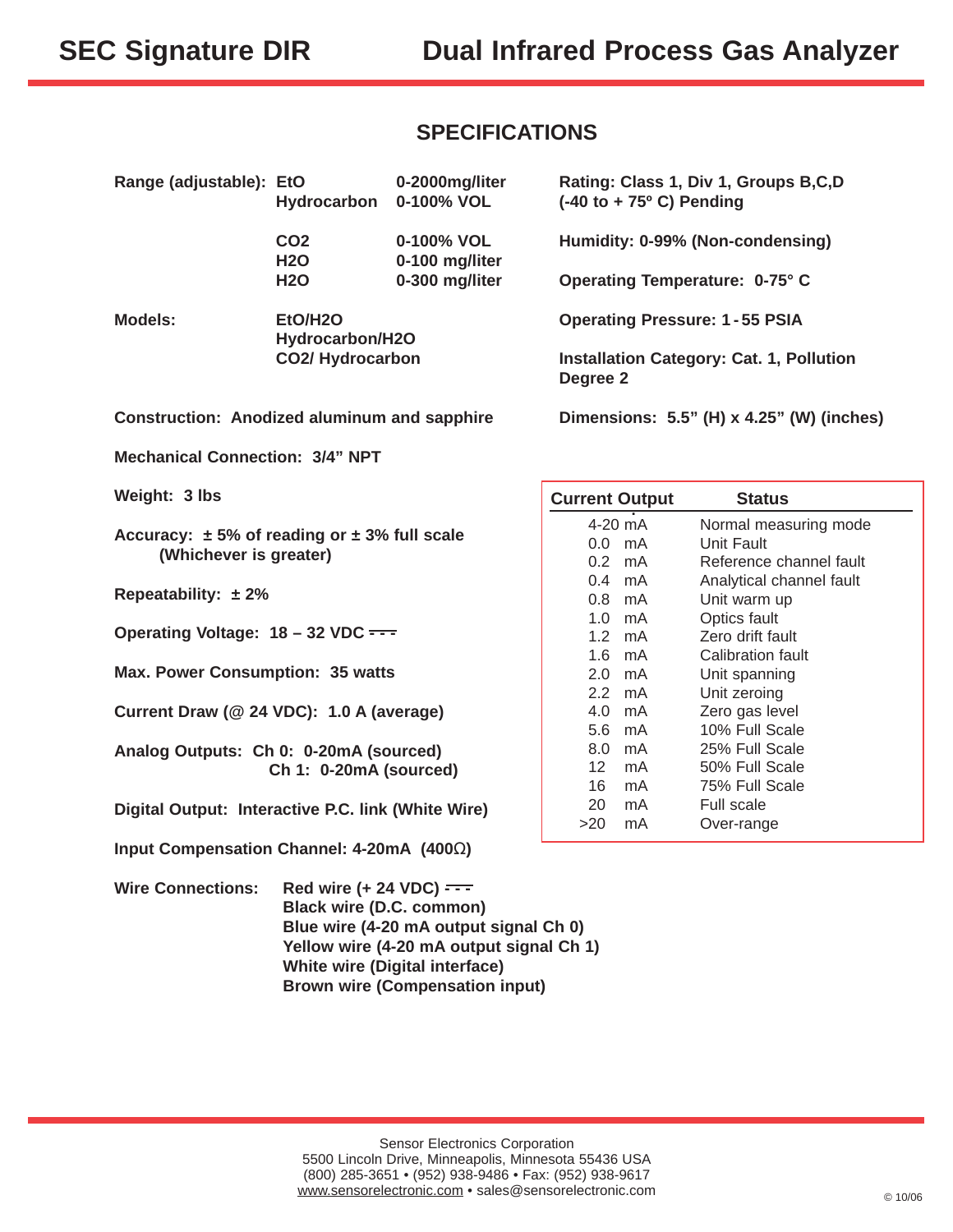# SEC Signature DIR — Dual Infrared Process Gas Analyzer

## SPECIFICATIONS

**Range (adjustable):**

| | |
|---|---|
| **EtO** | **0-2000mg/liter** |
| **Hydrocarbon** | **0-100% VOL** |
| **$CO_2$** | **0-100% VOL** |
| **$H_2O$** | **0-100 mg/liter** |
| **$H_2O$** | **0-300 mg/liter** |

**Models:** **EtO/$H_2O$**, **Hydrocarbon/$H_2O$**, **$CO_2$/ Hydrocarbon**

**Construction: Anodized aluminum and sapphire**

**Mechanical Connection: 3/4" NPT**

**Weight: 3 lbs**

**Accuracy: ± 5% of reading or ± 3% full scale (Whichever is greater)**

**Repeatability: ± 2%**

**Operating Voltage: 18 – 32 VDC ⎓**

**Max. Power Consumption: 35 watts**

**Current Draw (@ 24 VDC): 1.0 A (average)**

**Analog Outputs: Ch 0: 0-20mA (sourced)**
**Ch 1: 0-20mA (sourced)**

**Digital Output: Interactive P.C. link (White Wire)**

**Input Compensation Channel: 4-20mA (400Ω)**

**Wire Connections:**
- **Red wire (+ 24 VDC) ⎓**
- **Black wire (D.C. common)**
- **Blue wire (4-20 mA output signal Ch 0)**
- **Yellow wire (4-20 mA output signal Ch 1)**
- **White wire (Digital interface)**
- **Brown wire (Compensation input)**

**Rating: Class 1, Div 1, Groups B,C,D (-40 to + 75º C) Pending**

**Humidity: 0-99% (Non-condensing)**

**Operating Temperature: 0-75° C**

**Operating Pressure: 1 - 55 PSIA**

**Installation Category: Cat. 1, Pollution Degree 2**

**Dimensions: 5.5" (H) x 4.25" (W) (inches)**

| Current Output | Status |
|---|---|
| 4-20 mA | Normal measuring mode |
| 0.0 mA | Unit Fault |
| 0.2 mA | Reference channel fault |
| 0.4 mA | Analytical channel fault |
| 0.8 mA | Unit warm up |
| 1.0 mA | Optics fault |
| 1.2 mA | Zero drift fault |
| 1.6 mA | Calibration fault |
| 2.0 mA | Unit spanning |
| 2.2 mA | Unit zeroing |
| 4.0 mA | Zero gas level |
| 5.6 mA | 10% Full Scale |
| 8.0 mA | 25% Full Scale |
| 12 mA | 50% Full Scale |
| 16 mA | 75% Full Scale |
| 20 mA | Full scale |
| >20 mA | Over-range |

Sensor Electronics Corporation
5500 Lincoln Drive, Minneapolis, Minnesota 55436 USA
(800) 285-3651 • (952) 938-9486 • Fax: (952) 938-9617
www.sensorelectronic.com • sales@sensorelectronic.com

© 10/06